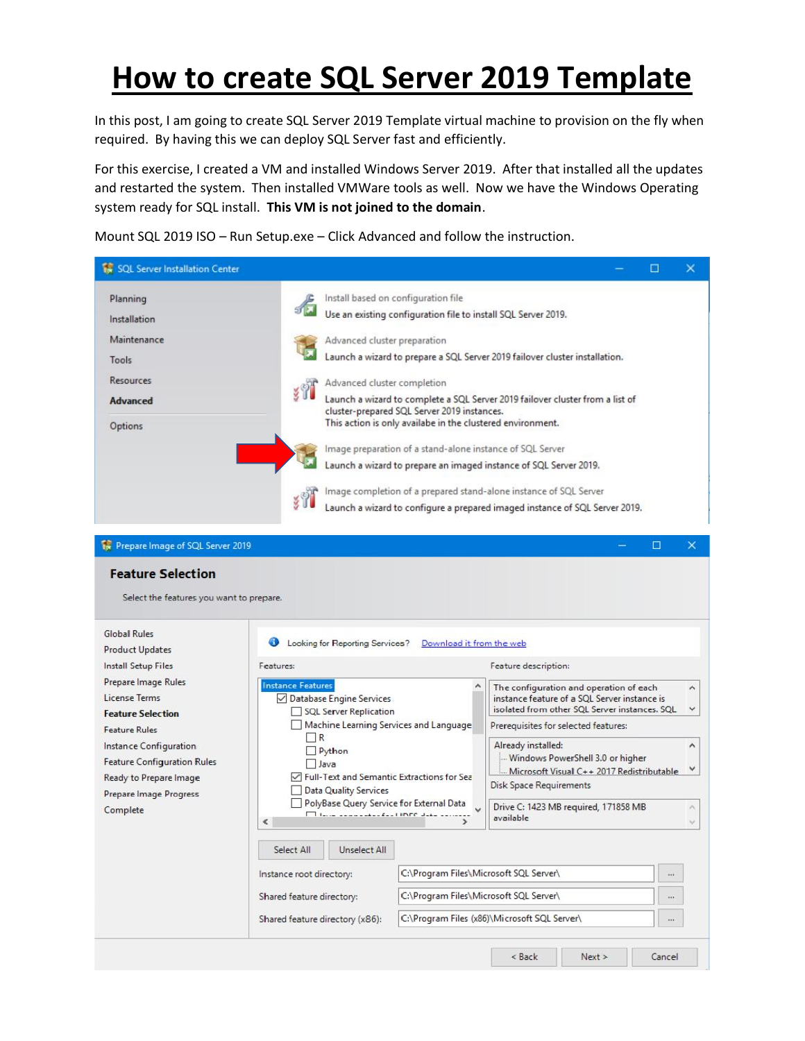# How to create SQL Server 2019 Template

In this post, I am going to create SQL Server 2019 Template virtual machine to provision on the fly when required. By having this we can deploy SQL Server fast and efficiently.

For this exercise, I created a VM and installed Windows Server 2019. After that installed all the updates and restarted the system. Then installed VMWare tools as well. Now we have the Windows Operating system ready for SQL install. **This VM is not joined to the domain**.

Mount SQL 2019 ISO – Run Setup.exe – Click Advanced and follow the instruction.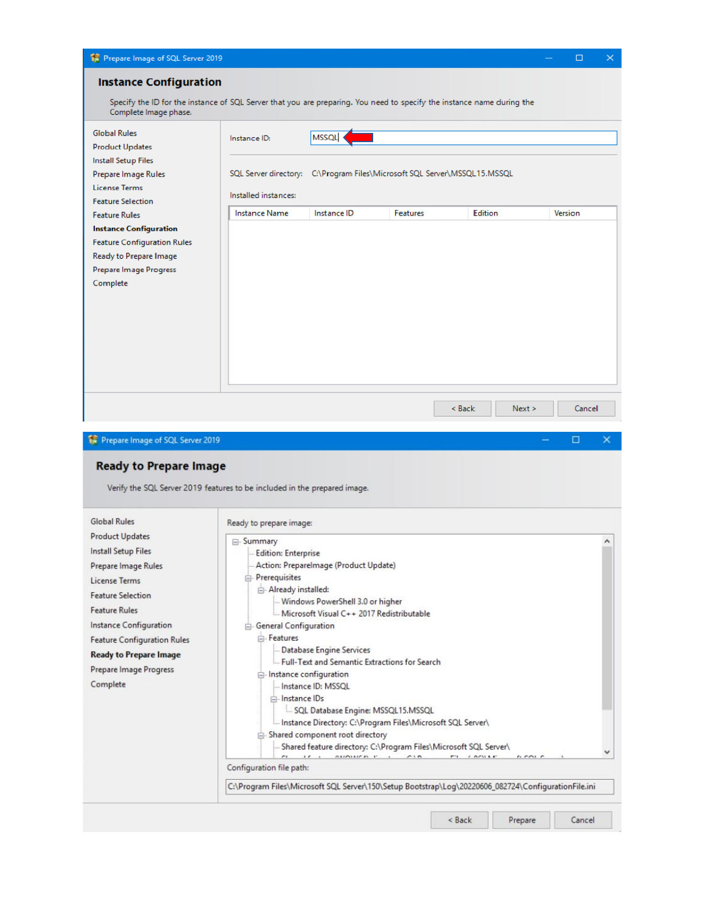**Prepare Image of SQL Server 2019**

## Instance Configuration

Specify the ID for the instance of SQL Server that you are preparing. You need to specify the instance name during the Complete Image phase.

- Global Rules
- Product Updates
- Install Setup Files
- Prepare Image Rules
- License Terms
- Feature Selection
- Feature Rules
- **Instance Configuration**
- Feature Configuration Rules
- Ready to Prepare Image
- Prepare Image Progress
- Complete

Instance ID: MSSQL

SQL Server directory: C:\Program Files\Microsoft SQL Server\MSSQL15.MSSQL

Installed instances:

| Instance Name | Instance ID | Features | Edition | Version |
|---|---|---|---|---|

< Back | Next > | Cancel

**Prepare Image of SQL Server 2019**

## Ready to Prepare Image

Verify the SQL Server 2019 features to be included in the prepared image.

- Global Rules
- Product Updates
- Install Setup Files
- Prepare Image Rules
- License Terms
- Feature Selection
- Feature Rules
- Instance Configuration
- Feature Configuration Rules
- **Ready to Prepare Image**
- Prepare Image Progress
- Complete

Ready to prepare image:

- Summary
  - Edition: Enterprise
  - Action: PrepareImage (Product Update)
  - Prerequisites
    - Already installed:
      - Windows PowerShell 3.0 or higher
      - Microsoft Visual C++ 2017 Redistributable
  - General Configuration
    - Features
      - Database Engine Services
      - Full-Text and Semantic Extractions for Search
    - Instance configuration
      - Instance ID: MSSQL
      - Instance IDs
        - SQL Database Engine: MSSQL15.MSSQL
      - Instance Directory: C:\Program Files\Microsoft SQL Server\
    - Shared component root directory
      - Shared feature directory: C:\Program Files\Microsoft SQL Server\

Configuration file path:

C:\Program Files\Microsoft SQL Server\150\Setup Bootstrap\Log\20220606_082724\ConfigurationFile.ini

< Back | Prepare | Cancel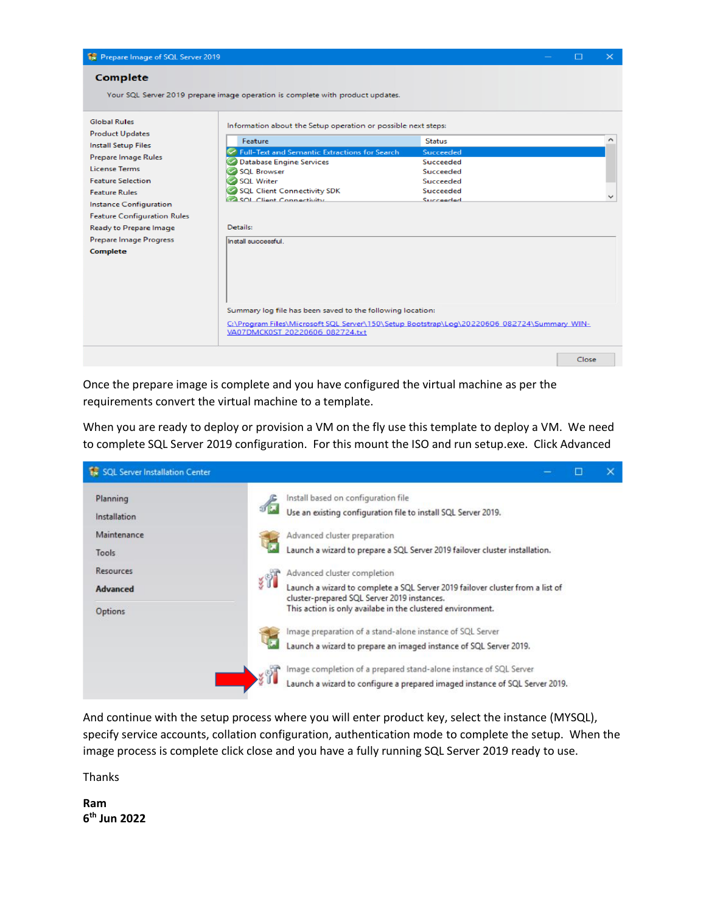Once the prepare image is complete and you have configured the virtual machine as per the requirements convert the virtual machine to a template.

When you are ready to deploy or provision a VM on the fly use this template to deploy a VM. We need to complete SQL Server 2019 configuration. For this mount the ISO and run setup.exe. Click Advanced

And continue with the setup process where you will enter product key, select the instance (MYSQL), specify service accounts, collation configuration, authentication mode to complete the setup. When the image process is complete click close and you have a fully running SQL Server 2019 ready to use.

Thanks

**Ram**
**6th Jun 2022**